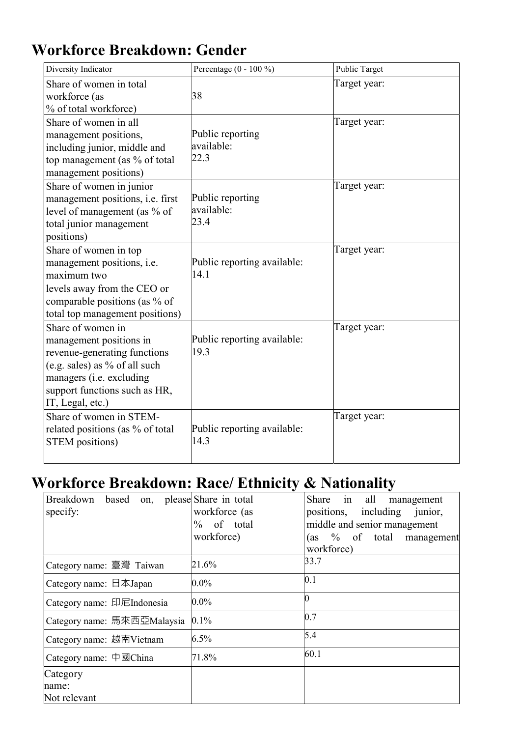# Workforce Breakdown: Gender

| Diversity Indicator | Percentage (0 - 100 %) | Public Target |
|---|---|---|
| Share of women in total workforce (as % of total workforce) | 38 | Target year: |
| Share of women in all management positions, including junior, middle and top management (as % of total management positions) | Public reporting available: 22.3 | Target year: |
| Share of women in junior management positions, i.e. first level of management (as % of total junior management positions) | Public reporting available: 23.4 | Target year: |
| Share of women in top management positions, i.e. maximum two levels away from the CEO or comparable positions (as % of total top management positions) | Public reporting available: 14.1 | Target year: |
| Share of women in management positions in revenue-generating functions (e.g. sales) as % of all such managers (i.e. excluding support functions such as HR, IT, Legal, etc.) | Public reporting available: 19.3 | Target year: |
| Share of women in STEM-related positions (as % of total STEM positions) | Public reporting available: 14.3 | Target year: |

# Workforce Breakdown: Race/ Ethnicity & Nationality

| Breakdown based on, please specify: | Share in total workforce (as % of total workforce) | Share in all management positions, including junior, middle and senior management (as % of total management workforce) |
|---|---|---|
| Category name: 臺灣 Taiwan | 21.6% | 33.7 |
| Category name: 日本Japan | 0.0% | 0.1 |
| Category name: 印尼Indonesia | 0.0% | 0 |
| Category name: 馬來西亞Malaysia | 0.1% | 0.7 |
| Category name: 越南Vietnam | 6.5% | 5.4 |
| Category name: 中國China | 71.8% | 60.1 |
| Category name: Not relevant | | |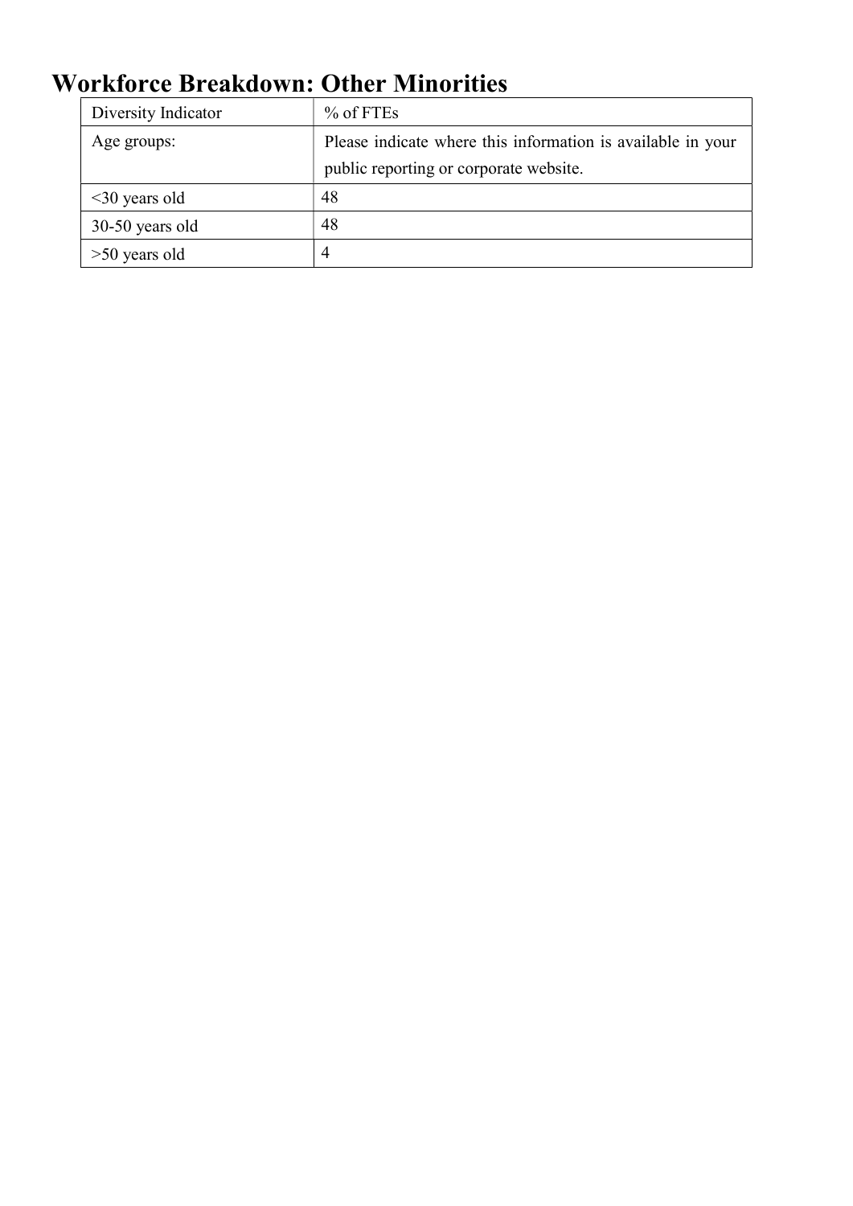# Workforce Breakdown: Other Minorities

| Diversity Indicator | % of FTEs |
| --- | --- |
| Age groups: | Please indicate where this information is available in your public reporting or corporate website. |
| <30 years old | 48 |
| 30-50 years old | 48 |
| >50 years old | 4 |